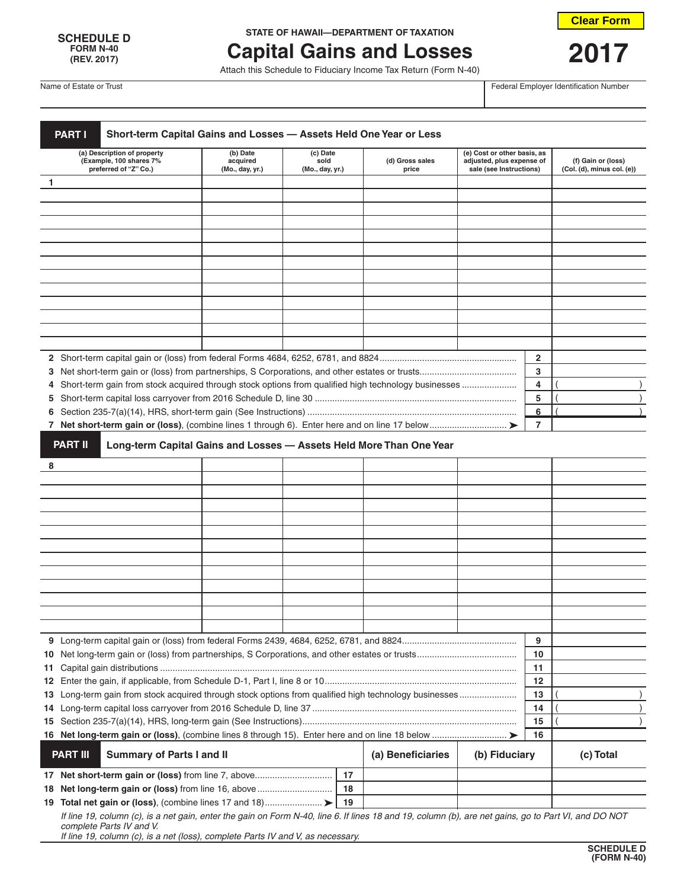**SCHEDULE D**
**FORM N-40**
**(REV. 2017)**

STATE OF HAWAII—DEPARTMENT OF TAXATION

# Capital Gains and Losses

Attach this Schedule to Fiduciary Income Tax Return (Form N-40)

**2017**

Clear Form

| Name of Estate or Trust | Federal Employer Identification Number |
|---|---|
| | |

## PART I Short-term Capital Gains and Losses — Assets Held One Year or Less

| (a) Description of property (Example, 100 shares 7% preferred of "Z" Co.) | (b) Date acquired (Mo., day, yr.) | (c) Date sold (Mo., day, yr.) | (d) Gross sales price | (e) Cost or other basis, as adjusted, plus expense of sale (see Instructions) | (f) Gain or (loss) (Col. (d), minus col. (e)) |
|---|---|---|---|---|---|
| 1 | | | | | |
| | | | | | |
| | | | | | |
| | | | | | |
| | | | | | |
| | | | | | |
| | | | | | |
| | | | | | |
| | | | | | |
| | | | | | |
| | | | | | |
| | | | | | |

| | | | |
|---|---|---|---|
| 2 | Short-term capital gain or (loss) from federal Forms 4684, 6252, 6781, and 8824 | 2 | |
| 3 | Net short-term gain or (loss) from partnerships, S Corporations, and other estates or trusts | 3 | |
| 4 | Short-term gain from stock acquired through stock options from qualified high technology businesses | 4 | ( ) |
| 5 | Short-term capital loss carryover from 2016 Schedule D, line 30 | 5 | ( ) |
| 6 | Section 235-7(a)(14), HRS, short-term gain (See Instructions) | 6 | ( ) |
| 7 | **Net short-term gain or (loss)**, (combine lines 1 through 6). Enter here and on line 17 below ➤ | 7 | |

## PART II Long-term Capital Gains and Losses — Assets Held More Than One Year

| (a) Description of property | (b) Date acquired | (c) Date sold | (d) Gross sales price | (e) Cost or other basis | (f) Gain or (loss) |
|---|---|---|---|---|---|
| 8 | | | | | |
| | | | | | |
| | | | | | |
| | | | | | |
| | | | | | |
| | | | | | |
| | | | | | |
| | | | | | |
| | | | | | |
| | | | | | |
| | | | | | |
| | | | | | |

| | | | |
|---|---|---|---|
| 9 | Long-term capital gain or (loss) from federal Forms 2439, 4684, 6252, 6781, and 8824 | 9 | |
| 10 | Net long-term gain or (loss) from partnerships, S Corporations, and other estates or trusts | 10 | |
| 11 | Capital gain distributions | 11 | |
| 12 | Enter the gain, if applicable, from Schedule D-1, Part I, line 8 or 10 | 12 | |
| 13 | Long-term gain from stock acquired through stock options from qualified high technology businesses | 13 | ( ) |
| 14 | Long-term capital loss carryover from 2016 Schedule D, line 37 | 14 | ( ) |
| 15 | Section 235-7(a)(14), HRS, long-term gain (See Instructions) | 15 | ( ) |
| 16 | **Net long-term gain or (loss)**, (combine lines 8 through 15). Enter here and on line 18 below ➤ | 16 | |

## PART III Summary of Parts I and II

| | | | (a) Beneficiaries | (b) Fiduciary | (c) Total |
|---|---|---|---|---|---|
| 17 | **Net short-term gain or (loss)** from line 7, above | 17 | | | |
| 18 | **Net long-term gain or (loss)** from line 16, above | 18 | | | |
| 19 | **Total net gain or (loss)**, (combine lines 17 and 18) ➤ | 19 | | | |

*If line 19, column (c), is a net gain, enter the gain on Form N-40, line 6. If lines 18 and 19, column (b), are net gains, go to Part VI, and DO NOT complete Parts IV and V.*
*If line 19, column (c), is a net (loss), complete Parts IV and V, as necessary.*

**SCHEDULE D (FORM N-40)**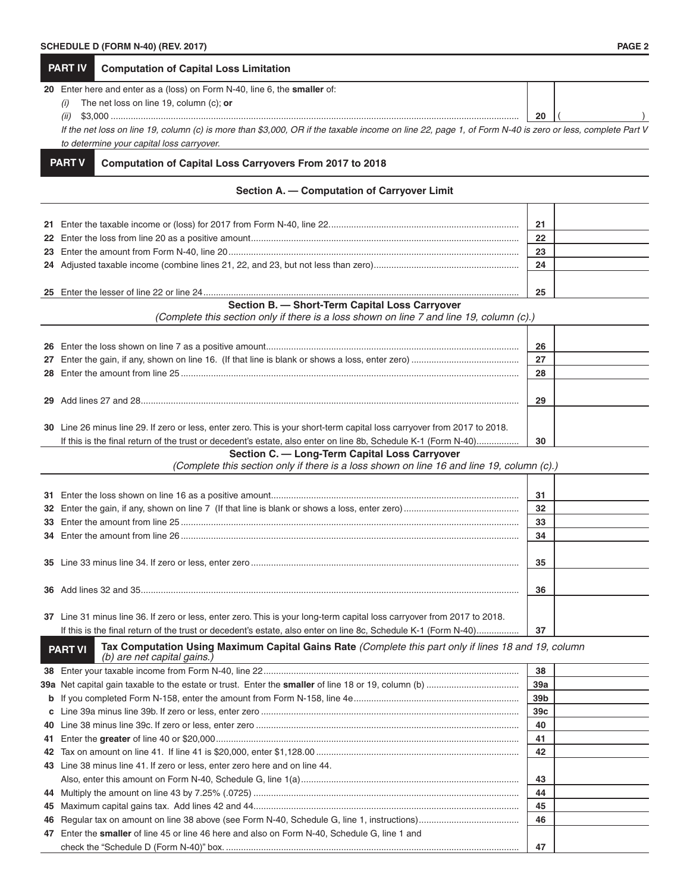## PART IV Computation of Capital Loss Limitation

| | | |
|---|---|---|
| **20** Enter here and enter as a (loss) on Form N-40, line 6, the **smaller** of:<br>*(i)* The net loss on line 19, column (c); **or**<br>*(ii)* $3,000 | 20 | ( ) |

*If the net loss on line 19, column (c) is more than $3,000, OR if the taxable income on line 22, page 1, of Form N-40 is zero or less, complete Part V to determine your capital loss carryover.*

## PART V Computation of Capital Loss Carryovers From 2017 to 2018

### Section A. — Computation of Carryover Limit

| | | |
|---|---|---|
| **21** Enter the taxable income or (loss) for 2017 from Form N-40, line 22 | 21 | |
| **22** Enter the loss from line 20 as a positive amount | 22 | |
| **23** Enter the amount from Form N-40, line 20 | 23 | |
| **24** Adjusted taxable income (combine lines 21, 22, and 23, but not less than zero) | 24 | |
| **25** Enter the lesser of line 22 or line 24 | 25 | |

### Section B. — Short-Term Capital Loss Carryover

*(Complete this section only if there is a loss shown on line 7 and line 19, column (c).)*

| | | |
|---|---|---|
| **26** Enter the loss shown on line 7 as a positive amount | 26 | |
| **27** Enter the gain, if any, shown on line 16. (If that line is blank or shows a loss, enter zero) | 27 | |
| **28** Enter the amount from line 25 | 28 | |
| **29** Add lines 27 and 28 | 29 | |
| **30** Line 26 minus line 29. If zero or less, enter zero. This is your short-term capital loss carryover from 2017 to 2018. If this is the final return of the trust or decedent's estate, also enter on line 8b, Schedule K-1 (Form N-40) | 30 | |

### Section C. — Long-Term Capital Loss Carryover

*(Complete this section only if there is a loss shown on line 16 and line 19, column (c).)*

| | | |
|---|---|---|
| **31** Enter the loss shown on line 16 as a positive amount | 31 | |
| **32** Enter the gain, if any, shown on line 7 (If that line is blank or shows a loss, enter zero) | 32 | |
| **33** Enter the amount from line 25 | 33 | |
| **34** Enter the amount from line 26 | 34 | |
| **35** Line 33 minus line 34. If zero or less, enter zero | 35 | |
| **36** Add lines 32 and 35 | 36 | |
| **37** Line 31 minus line 36. If zero or less, enter zero. This is your long-term capital loss carryover from 2017 to 2018. If this is the final return of the trust or decedent's estate, also enter on line 8c, Schedule K-1 (Form N-40) | 37 | |

## PART VI Tax Computation Using Maximum Capital Gains Rate *(Complete this part only if lines 18 and 19, column (b) are net capital gains.)*

| | | |
|---|---|---|
| **38** Enter your taxable income from Form N-40, line 22 | 38 | |
| **39a** Net capital gain taxable to the estate or trust. Enter the **smaller** of line 18 or 19, column (b) | 39a | |
| **b** If you completed Form N-158, enter the amount from Form N-158, line 4e | 39b | |
| **c** Line 39a minus line 39b. If zero or less, enter zero | 39c | |
| **40** Line 38 minus line 39c. If zero or less, enter zero | 40 | |
| **41** Enter the **greater** of line 40 or $20,000 | 41 | |
| **42** Tax on amount on line 41. If line 41 is $20,000, enter $1,128.00 | 42 | |
| **43** Line 38 minus line 41. If zero or less, enter zero here and on line 44. Also, enter this amount on Form N-40, Schedule G, line 1(a) | 43 | |
| **44** Multiply the amount on line 43 by 7.25% (.0725) | 44 | |
| **45** Maximum capital gains tax. Add lines 42 and 44 | 45 | |
| **46** Regular tax on amount on line 38 above (see Form N-40, Schedule G, line 1, instructions) | 46 | |
| **47** Enter the **smaller** of line 45 or line 46 here and also on Form N-40, Schedule G, line 1 and check the "Schedule D (Form N-40)" box. | 47 | |